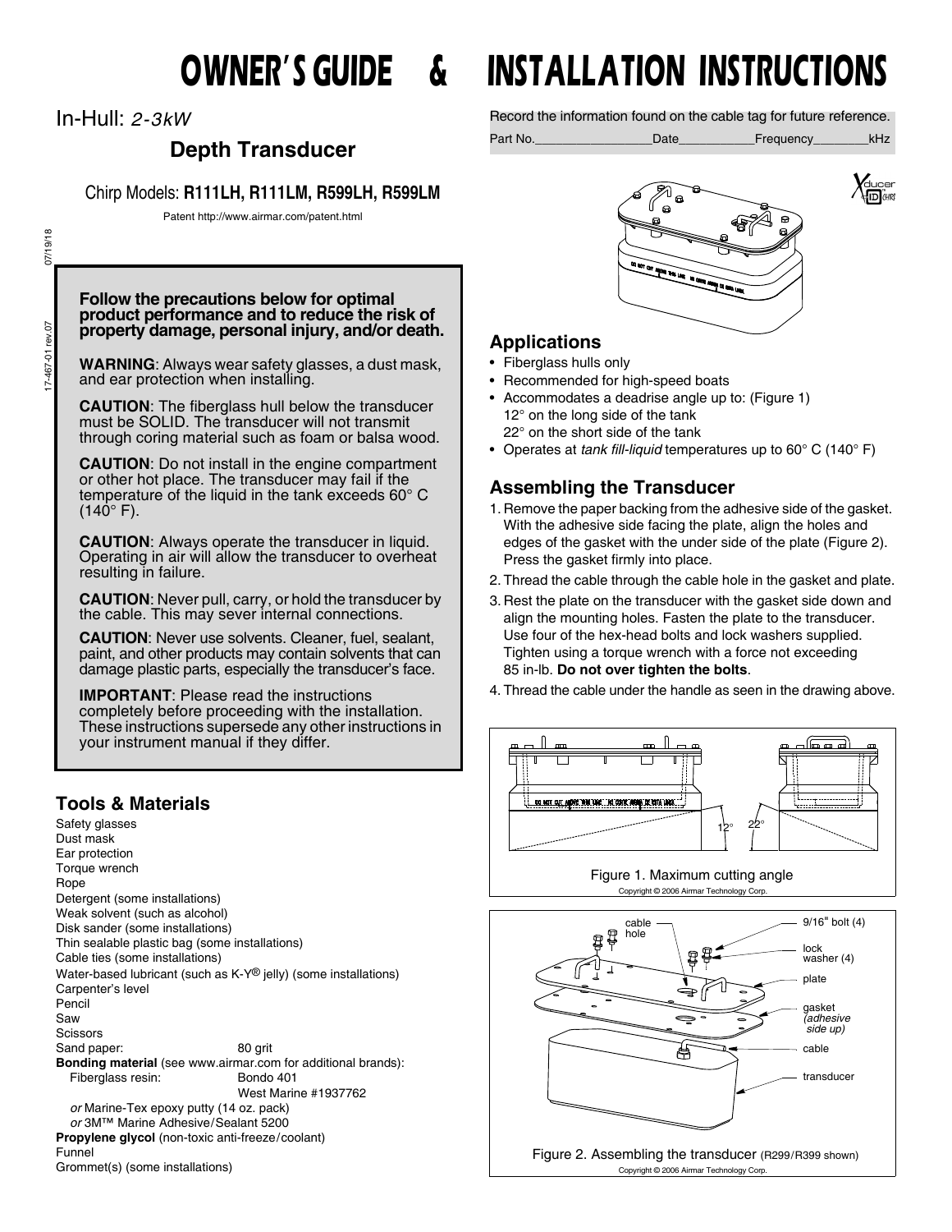# OWNER'S GUIDE & INSTALLATION INSTRUCTIONS

In-Hull: *2-3kW*

## Depth Transducer

Chirp Models: **R111LH, R111LM, R599LH, R599LM**

Patent http://www.airmar.com/patent.html

**Follow the precautions below for optimal product performance and to reduce the risk of property damage, personal injury, and/or death.**

**WARNING**: Always wear safety glasses, a dust mask, and ear protection when installing.

**CAUTION**: The fiberglass hull below the transducer must be SOLID. The transducer will not transmit through coring material such as foam or balsa wood.

**CAUTION**: Do not install in the engine compartment or other hot place. The transducer may fail if the temperature of the liquid in the tank exceeds 60° C (140° F).

**CAUTION**: Always operate the transducer in liquid. Operating in air will allow the transducer to overheat resulting in failure.

**CAUTION**: Never pull, carry, or hold the transducer by the cable. This may sever internal connections.

**CAUTION**: Never use solvents. Cleaner, fuel, sealant, paint, and other products may contain solvents that can damage plastic parts, especially the transducer's face.

**IMPORTANT**: Please read the instructions completely before proceeding with the installation. These instructions supersede any other instructions in your instrument manual if they differ.

## Tools & Materials

Safety glasses
Dust mask
Ear protection
Torque wrench
Rope
Detergent (some installations)
Weak solvent (such as alcohol)
Disk sander (some installations)
Thin sealable plastic bag (some installations)
Cable ties (some installations)
Water-based lubricant (such as K-Y® jelly) (some installations)
Carpenter's level
Pencil
Saw
Scissors
Sand paper: 80 grit
**Bonding material** (see www.airmar.com for additional brands):
Fiberglass resin: Bondo 401
West Marine #1937762
*or* Marine-Tex epoxy putty (14 oz. pack)
*or* 3M™ Marine Adhesive/Sealant 5200
**Propylene glycol** (non-toxic anti-freeze/coolant)
Funnel
Grommet(s) (some installations)

Record the information found on the cable tag for future reference.

Part No.________________Date__________Frequency_______kHz

## Applications

- Fiberglass hulls only
- Recommended for high-speed boats
- Accommodates a deadrise angle up to: (Figure 1)
  12° on the long side of the tank
  22° on the short side of the tank
- Operates at *tank fill-liquid* temperatures up to 60° C (140° F)

## Assembling the Transducer

1. Remove the paper backing from the adhesive side of the gasket. With the adhesive side facing the plate, align the holes and edges of the gasket with the under side of the plate (Figure 2). Press the gasket firmly into place.
2. Thread the cable through the cable hole in the gasket and plate.
3. Rest the plate on the transducer with the gasket side down and align the mounting holes. Fasten the plate to the transducer. Use four of the hex-head bolts and lock washers supplied. Tighten using a torque wrench with a force not exceeding 85 in-lb. **Do not over tighten the bolts**.
4. Thread the cable under the handle as seen in the drawing above.

Figure 1. Maximum cutting angle

Copyright © 2006 Airmar Technology Corp.

Figure 2. Assembling the transducer (R299/R399 shown)

Copyright © 2006 Airmar Technology Corp.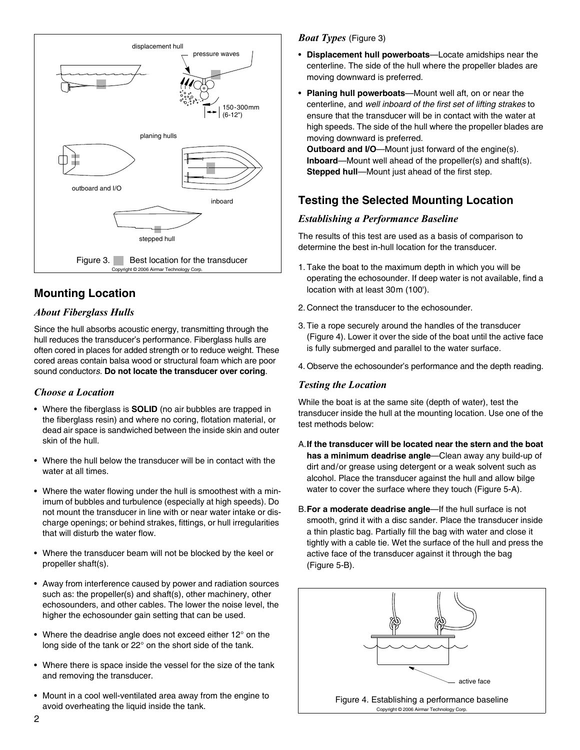Figure 3. Best location for the transducer

Copyright © 2006 Airmar Technology Corp.

## Mounting Location

### *About Fiberglass Hulls*

Since the hull absorbs acoustic energy, transmitting through the hull reduces the transducer's performance. Fiberglass hulls are often cored in places for added strength or to reduce weight. These cored areas contain balsa wood or structural foam which are poor sound conductors. **Do not locate the transducer over coring**.

### *Choose a Location*

- Where the fiberglass is **SOLID** (no air bubbles are trapped in the fiberglass resin) and where no coring, flotation material, or dead air space is sandwiched between the inside skin and outer skin of the hull.
- Where the hull below the transducer will be in contact with the water at all times.
- Where the water flowing under the hull is smoothest with a minimum of bubbles and turbulence (especially at high speeds). Do not mount the transducer in line with or near water intake or discharge openings; or behind strakes, fittings, or hull irregularities that will disturb the water flow.
- Where the transducer beam will not be blocked by the keel or propeller shaft(s).
- Away from interference caused by power and radiation sources such as: the propeller(s) and shaft(s), other machinery, other echosounders, and other cables. The lower the noise level, the higher the echosounder gain setting that can be used.
- Where the deadrise angle does not exceed either 12° on the long side of the tank or 22° on the short side of the tank.
- Where there is space inside the vessel for the size of the tank and removing the transducer.
- Mount in a cool well-ventilated area away from the engine to avoid overheating the liquid inside the tank.

### *Boat Types* (Figure 3)

- **Displacement hull powerboats**—Locate amidships near the centerline. The side of the hull where the propeller blades are moving downward is preferred.
- **Planing hull powerboats**—Mount well aft, on or near the centerline, and *well inboard of the first set of lifting strakes* to ensure that the transducer will be in contact with the water at high speeds. The side of the hull where the propeller blades are moving downward is preferred.
  **Outboard and I/O**—Mount just forward of the engine(s).
  **Inboard**—Mount well ahead of the propeller(s) and shaft(s).
  **Stepped hull**—Mount just ahead of the first step.

## Testing the Selected Mounting Location

### *Establishing a Performance Baseline*

The results of this test are used as a basis of comparison to determine the best in-hull location for the transducer.

1. Take the boat to the maximum depth in which you will be operating the echosounder. If deep water is not available, find a location with at least 30m (100').
2. Connect the transducer to the echosounder.
3. Tie a rope securely around the handles of the transducer (Figure 4). Lower it over the side of the boat until the active face is fully submerged and parallel to the water surface.
4. Observe the echosounder's performance and the depth reading.

### *Testing the Location*

While the boat is at the same site (depth of water), test the transducer inside the hull at the mounting location. Use one of the test methods below:

A. **If the transducer will be located near the stern and the boat has a minimum deadrise angle**—Clean away any build-up of dirt and/or grease using detergent or a weak solvent such as alcohol. Place the transducer against the hull and allow bilge water to cover the surface where they touch (Figure 5-A).

B. **For a moderate deadrise angle**—If the hull surface is not smooth, grind it with a disc sander. Place the transducer inside a thin plastic bag. Partially fill the bag with water and close it tightly with a cable tie. Wet the surface of the hull and press the active face of the transducer against it through the bag (Figure 5-B).

Figure 4. Establishing a performance baseline

Copyright © 2006 Airmar Technology Corp.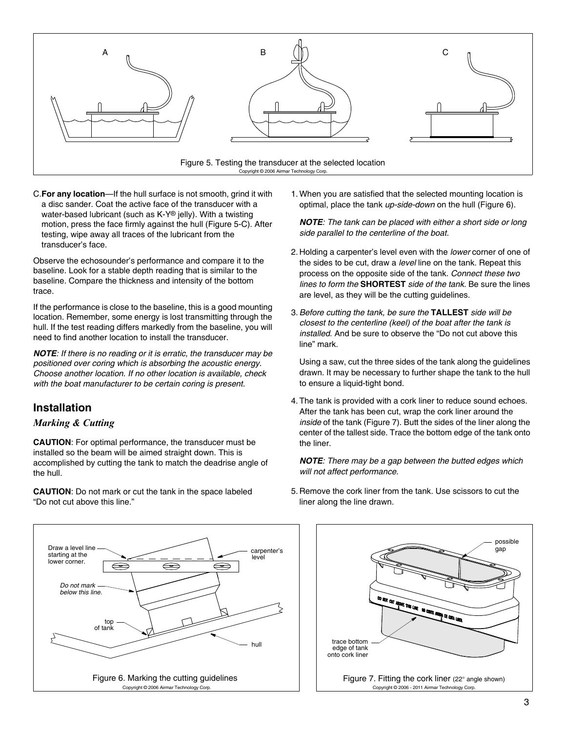Figure 5. Testing the transducer at the selected location

C. **For any location**—If the hull surface is not smooth, grind it with a disc sander. Coat the active face of the transducer with a water-based lubricant (such as K-Y® jelly). With a twisting motion, press the face firmly against the hull (Figure 5-C). After testing, wipe away all traces of the lubricant from the transducer's face.

Observe the echosounder's performance and compare it to the baseline. Look for a stable depth reading that is similar to the baseline. Compare the thickness and intensity of the bottom trace.

If the performance is close to the baseline, this is a good mounting location. Remember, some energy is lost transmitting through the hull. If the test reading differs markedly from the baseline, you will need to find another location to install the transducer.

***NOTE****: If there is no reading or it is erratic, the transducer may be positioned over coring which is absorbing the acoustic energy. Choose another location. If no other location is available, check with the boat manufacturer to be certain coring is present.*

## Installation

### *Marking & Cutting*

**CAUTION**: For optimal performance, the transducer must be installed so the beam will be aimed straight down. This is accomplished by cutting the tank to match the deadrise angle of the hull.

**CAUTION**: Do not mark or cut the tank in the space labeled "Do not cut above this line."

1. When you are satisfied that the selected mounting location is optimal, place the tank *up-side-down* on the hull (Figure 6).

   ***NOTE****: The tank can be placed with either a short side or long side parallel to the centerline of the boat.*

2. Holding a carpenter's level even with the *lower* corner of one of the sides to be cut, draw a *level* line on the tank. Repeat this process on the opposite side of the tank. *Connect these two lines to form the* **SHORTEST** *side of the tank.* Be sure the lines are level, as they will be the cutting guidelines.

3. *Before cutting the tank, be sure the* **TALLEST** *side will be closest to the centerline (keel) of the boat after the tank is installed.* And be sure to observe the "Do not cut above this line" mark.

   Using a saw, cut the three sides of the tank along the guidelines drawn. It may be necessary to further shape the tank to the hull to ensure a liquid-tight bond.

4. The tank is provided with a cork liner to reduce sound echoes. After the tank has been cut, wrap the cork liner around the *inside* of the tank (Figure 7). Butt the sides of the liner along the center of the tallest side. Trace the bottom edge of the tank onto the liner.

   ***NOTE****: There may be a gap between the butted edges which will not affect performance.*

5. Remove the cork liner from the tank. Use scissors to cut the liner along the line drawn.

Figure 6. Marking the cutting guidelines

Figure 7. Fitting the cork liner (22° angle shown)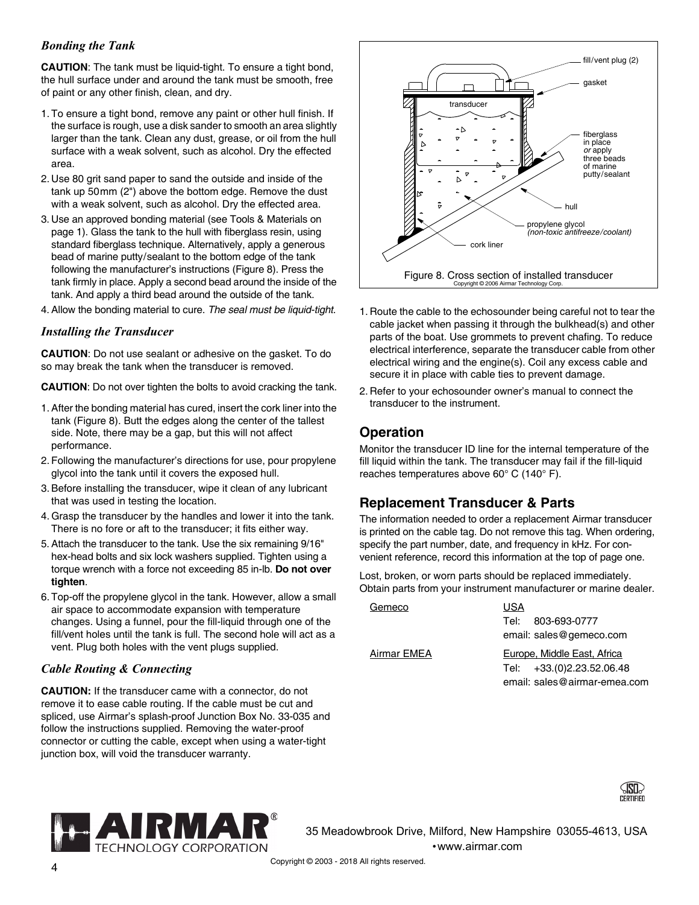### *Bonding the Tank*

**CAUTION**: The tank must be liquid-tight. To ensure a tight bond, the hull surface under and around the tank must be smooth, free of paint or any other finish, clean, and dry.

1. To ensure a tight bond, remove any paint or other hull finish. If the surface is rough, use a disk sander to smooth an area slightly larger than the tank. Clean any dust, grease, or oil from the hull surface with a weak solvent, such as alcohol. Dry the effected area.
2. Use 80 grit sand paper to sand the outside and inside of the tank up 50mm (2") above the bottom edge. Remove the dust with a weak solvent, such as alcohol. Dry the effected area.
3. Use an approved bonding material (see Tools & Materials on page 1). Glass the tank to the hull with fiberglass resin, using standard fiberglass technique. Alternatively, apply a generous bead of marine putty/sealant to the bottom edge of the tank following the manufacturer's instructions (Figure 8). Press the tank firmly in place. Apply a second bead around the inside of the tank. And apply a third bead around the outside of the tank.
4. Allow the bonding material to cure. *The seal must be liquid-tight*.

### *Installing the Transducer*

**CAUTION**: Do not use sealant or adhesive on the gasket. To do so may break the tank when the transducer is removed.

**CAUTION**: Do not over tighten the bolts to avoid cracking the tank.

1. After the bonding material has cured, insert the cork liner into the tank (Figure 8). Butt the edges along the center of the tallest side. Note, there may be a gap, but this will not affect performance.
2. Following the manufacturer's directions for use, pour propylene glycol into the tank until it covers the exposed hull.
3. Before installing the transducer, wipe it clean of any lubricant that was used in testing the location.
4. Grasp the transducer by the handles and lower it into the tank. There is no fore or aft to the transducer; it fits either way.
5. Attach the transducer to the tank. Use the six remaining 9/16" hex-head bolts and six lock washers supplied. Tighten using a torque wrench with a force not exceeding 85 in-lb. **Do not over tighten**.
6. Top-off the propylene glycol in the tank. However, allow a small air space to accommodate expansion with temperature changes. Using a funnel, pour the fill-liquid through one of the fill/vent holes until the tank is full. The second hole will act as a vent. Plug both holes with the vent plugs supplied.

### *Cable Routing & Connecting*

**CAUTION:** If the transducer came with a connector, do not remove it to ease cable routing. If the cable must be cut and spliced, use Airmar's splash-proof Junction Box No. 33-035 and follow the instructions supplied. Removing the water-proof connector or cutting the cable, except when using a water-tight junction box, will void the transducer warranty.

fill/vent plug (2)
gasket
transducer
fiberglass in place *or* apply three beads of marine putty/sealant
hull
propylene glycol *(non-toxic antifreeze/coolant)*
cork liner

Figure 8. Cross section of installed transducer
Copyright © 2006 Airmar Technology Corp.

1. Route the cable to the echosounder being careful not to tear the cable jacket when passing it through the bulkhead(s) and other parts of the boat. Use grommets to prevent chafing. To reduce electrical interference, separate the transducer cable from other electrical wiring and the engine(s). Coil any excess cable and secure it in place with cable ties to prevent damage.
2. Refer to your echosounder owner's manual to connect the transducer to the instrument.

## Operation

Monitor the transducer ID line for the internal temperature of the fill liquid within the tank. The transducer may fail if the fill-liquid reaches temperatures above 60° C (140° F).

## Replacement Transducer & Parts

The information needed to order a replacement Airmar transducer is printed on the cable tag. Do not remove this tag. When ordering, specify the part number, date, and frequency in kHz. For convenient reference, record this information at the top of page one.

Lost, broken, or worn parts should be replaced immediately. Obtain parts from your instrument manufacturer or marine dealer.

| | |
|---|---|
| Gemeco | USA<br>Tel: 803-693-0777<br>email: sales@gemeco.com |
| Airmar EMEA | Europe, Middle East, Africa<br>Tel: +33.(0)2.23.52.06.48<br>email: sales@airmar-emea.com |

ISO CERTIFIED

AIRMAR® TECHNOLOGY CORPORATION

35 Meadowbrook Drive, Milford, New Hampshire 03055-4613, USA
• www.airmar.com

Copyright © 2003 - 2018 All rights reserved.